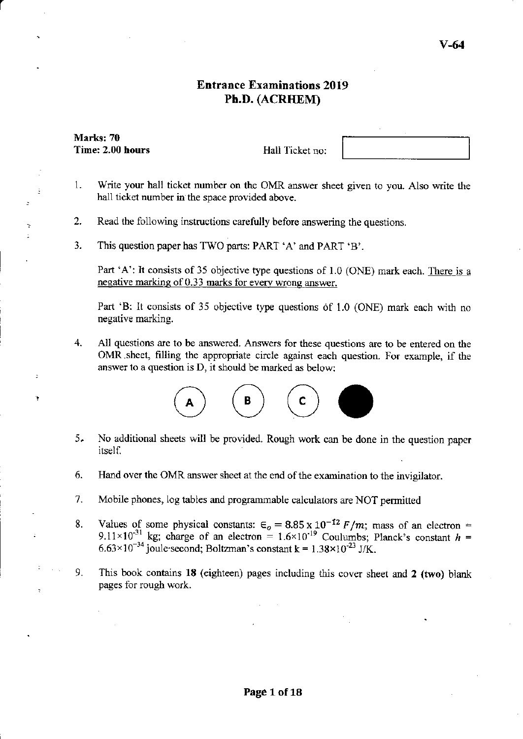V-64

# Entrance Examinations 2019
## Ph.D. (ACRHEM)

**Marks: 70**
**Time: 2.00 hours**

Hall Ticket no:

1. Write your hall ticket number on the OMR answer sheet given to you. Also write the hall ticket number in the space provided above.

2. Read the following instructions carefully before answering the questions.

3. This question paper has TWO parts: PART 'A' and PART 'B'.

   Part 'A': It consists of 35 objective type questions of 1.0 (ONE) mark each. There is a negative marking of 0.33 marks for every wrong answer.

   Part 'B: It consists of 35 objective type questions of 1.0 (ONE) mark each with no negative marking.

4. All questions are to be answered. Answers for these questions are to be entered on the OMR sheet, filling the appropriate circle against each question. For example, if the answer to a question is D, it should be marked as below:

   (A) (B) (C) ●

5. No additional sheets will be provided. Rough work can be done in the question paper itself.

6. Hand over the OMR answer sheet at the end of the examination to the invigilator.

7. Mobile phones, log tables and programmable calculators are NOT permitted

8. Values of some physical constants: $\epsilon_o = 8.85 \times 10^{-12}\ F/m$; mass of an electron = $9.11\times10^{-31}$ kg; charge of an electron = $1.6\times10^{-19}$ Coulumbs; Planck's constant $h$ = $6.63\times10^{-34}$ joule·second; Boltzman's constant k = $1.38\times10^{-23}$ J/K.

9. This book contains **18** (eighteen) pages including this cover sheet and **2** (two) blank pages for rough work.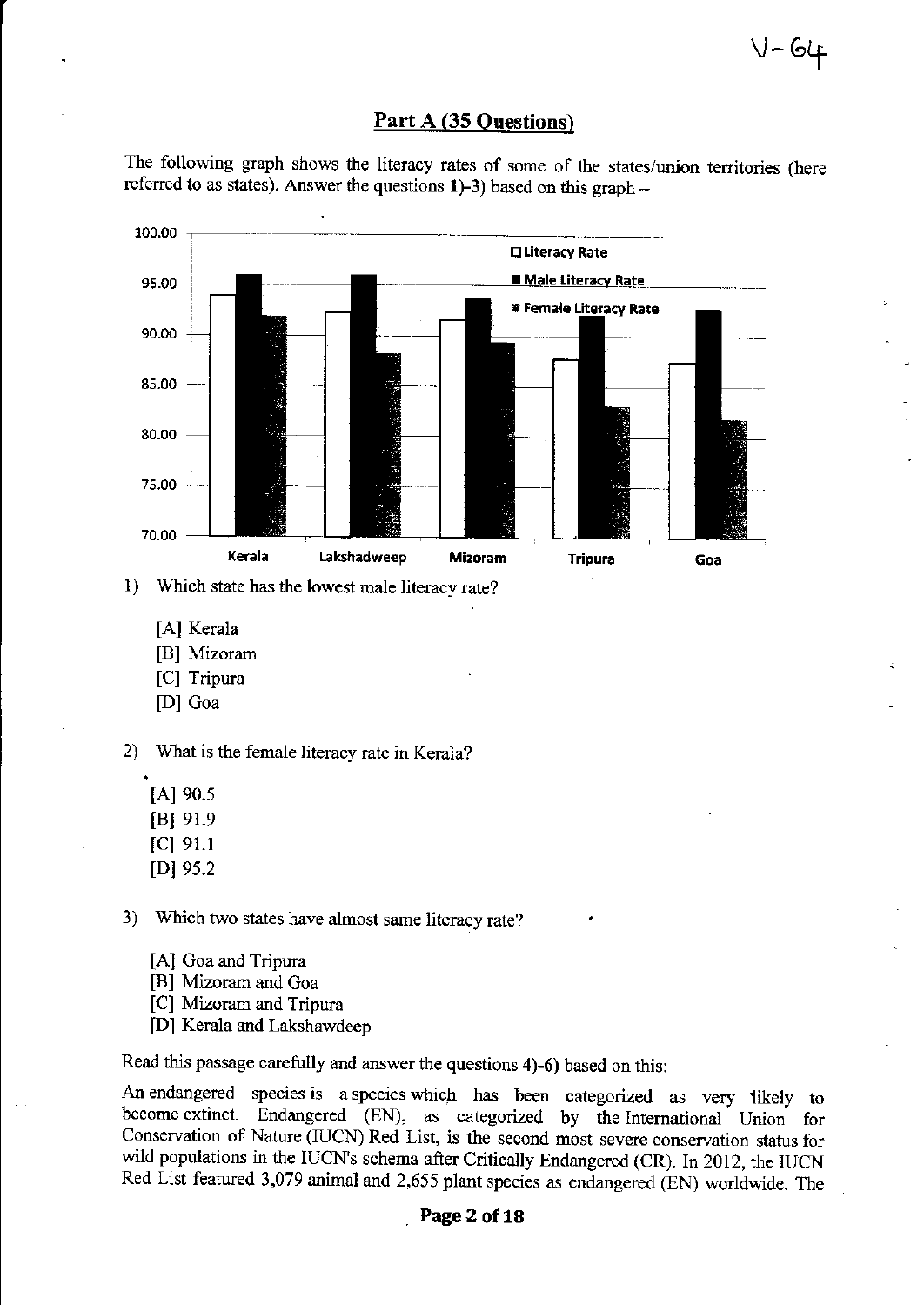## Part A (35 Questions)

The following graph shows the literacy rates of some of the states/union territories (here referred to as states). Answer the questions 1)-3) based on this graph –

100.00
95.00
90.00
85.00
80.00
75.00
70.00

Literacy Rate
Male Literacy Rate
Female Literacy Rate

Kerala
Lakshadweep
Mizoram
Tripura
Goa

1) Which state has the lowest male literacy rate?

[A] Kerala
[B] Mizoram
[C] Tripura
[D] Goa

2) What is the female literacy rate in Kerala?

[A] 90.5
[B] 91.9
[C] 91.1
[D] 95.2

3) Which two states have almost same literacy rate?

[A] Goa and Tripura
[B] Mizoram and Goa
[C] Mizoram and Tripura
[D] Kerala and Lakshawdeep

Read this passage carefully and answer the questions 4)-6) based on this:

An endangered species is a species which has been categorized as very likely to become extinct. Endangered (EN), as categorized by the International Union for Conservation of Nature (IUCN) Red List, is the second most severe conservation status for wild populations in the IUCN's schema after Critically Endangered (CR). In 2012, the IUCN Red List featured 3,079 animal and 2,655 plant species as endangered (EN) worldwide. The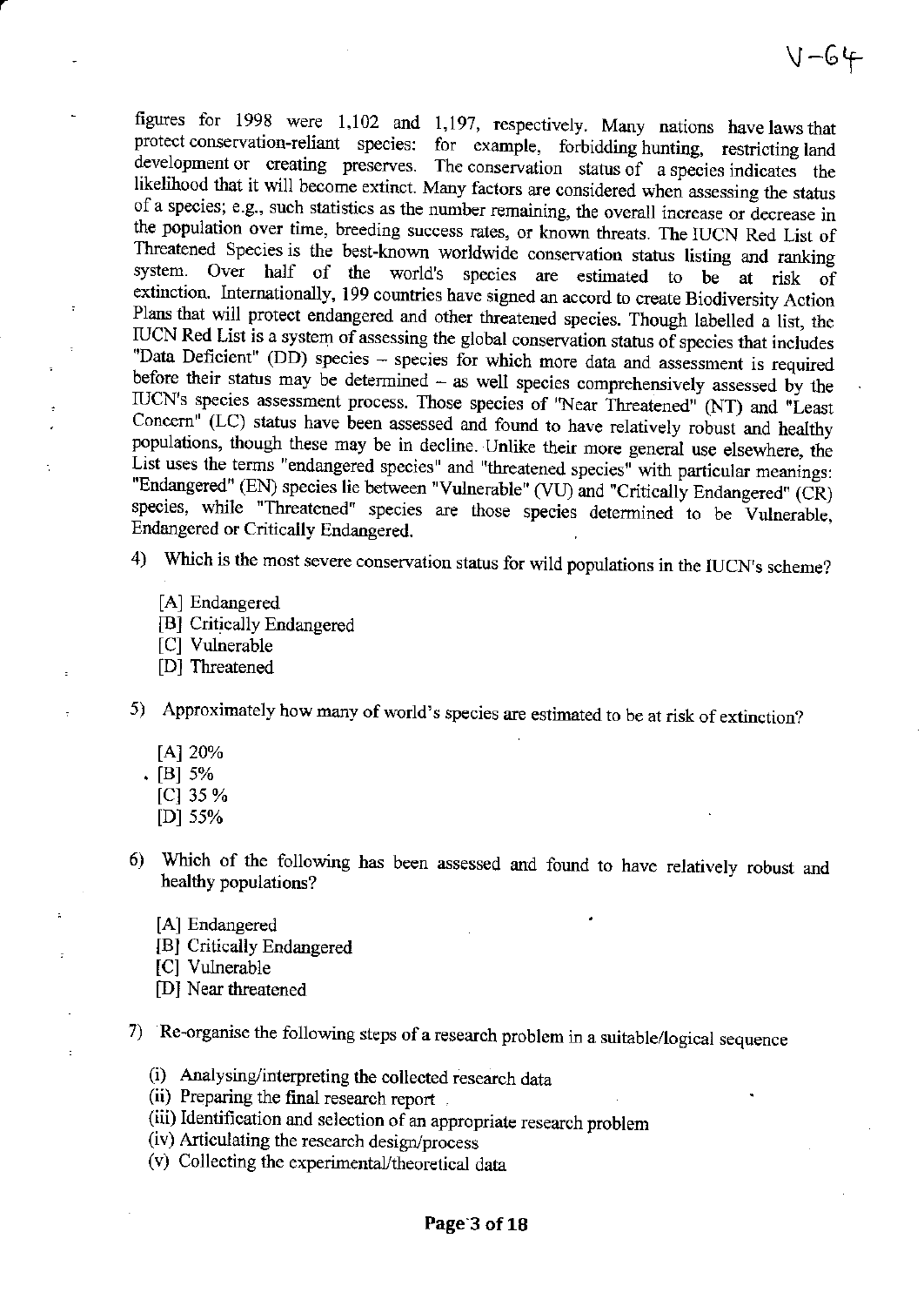figures for 1998 were 1,102 and 1,197, respectively. Many nations have laws that protect conservation-reliant species: for example, forbidding hunting, restricting land development or creating preserves. The conservation status of a species indicates the likelihood that it will become extinct. Many factors are considered when assessing the status of a species; e.g., such statistics as the number remaining, the overall increase or decrease in the population over time, breeding success rates, or known threats. The IUCN Red List of Threatened Species is the best-known worldwide conservation status listing and ranking system. Over half of the world's species are estimated to be at risk of extinction. Internationally, 199 countries have signed an accord to create Biodiversity Action Plans that will protect endangered and other threatened species. Though labelled a list, the IUCN Red List is a system of assessing the global conservation status of species that includes "Data Deficient" (DD) species – species for which more data and assessment is required before their status may be determined – as well species comprehensively assessed by the IUCN's species assessment process. Those species of "Near Threatened" (NT) and "Least Concern" (LC) status have been assessed and found to have relatively robust and healthy populations, though these may be in decline. Unlike their more general use elsewhere, the List uses the terms "endangered species" and "threatened species" with particular meanings: "Endangered" (EN) species lie between "Vulnerable" (VU) and "Critically Endangered" (CR) species, while "Threatened" species are those species determined to be Vulnerable, Endangered or Critically Endangered.

4) Which is the most severe conservation status for wild populations in the IUCN's scheme?

   [A] Endangered
   [B] Critically Endangered
   [C] Vulnerable
   [D] Threatened

5) Approximately how many of world's species are estimated to be at risk of extinction?

   [A] 20%
   [B] 5%
   [C] 35 %
   [D] 55%

6) Which of the following has been assessed and found to have relatively robust and healthy populations?

   [A] Endangered
   [B] Critically Endangered
   [C] Vulnerable
   [D] Near threatened

7) Re-organise the following steps of a research problem in a suitable/logical sequence

   (i) Analysing/interpreting the collected research data
   (ii) Preparing the final research report
   (iii) Identification and selection of an appropriate research problem
   (iv) Articulating the research design/process
   (v) Collecting the experimental/theoretical data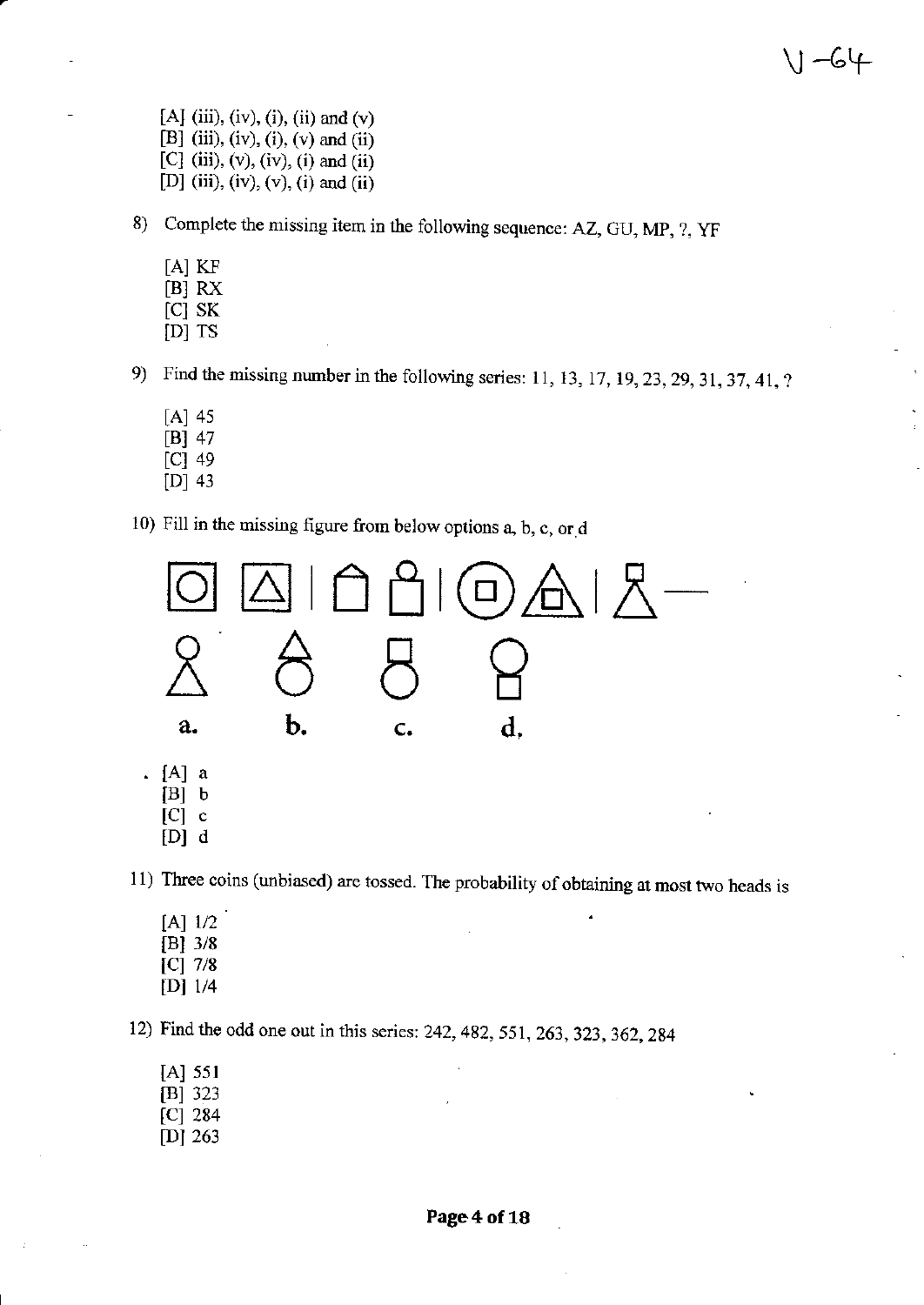[A] (iii), (iv), (i), (ii) and (v)
[B] (iii), (iv), (i), (v) and (ii)
[C] (iii), (v), (iv), (i) and (ii)
[D] (iii), (iv), (v), (i) and (ii)

8) Complete the missing item in the following sequence: AZ, GU, MP, ?, YF

[A] KF
[B] RX
[C] SK
[D] TS

9) Find the missing number in the following series: 11, 13, 17, 19, 23, 29, 31, 37, 41, ?

[A] 45
[B] 47
[C] 49
[D] 43

10) Fill in the missing figure from below options a, b, c, or d

a. b. c. d.

[A] a
[B] b
[C] c
[D] d

11) Three coins (unbiased) are tossed. The probability of obtaining at most two heads is

[A] 1/2
[B] 3/8
[C] 7/8
[D] 1/4

12) Find the odd one out in this series: 242, 482, 551, 263, 323, 362, 284

[A] 551
[B] 323
[C] 284
[D] 263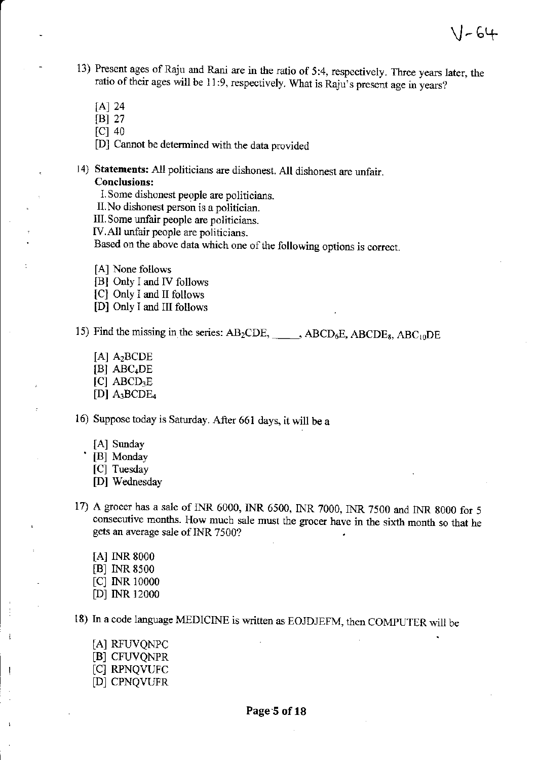13) Present ages of Raju and Rani are in the ratio of 5:4, respectively. Three years later, the ratio of their ages will be 11:9, respectively. What is Raju's present age in years?

[A] 24
[B] 27
[C] 40
[D] Cannot be determined with the data provided

14) **Statements:** All politicians are dishonest. All dishonest are unfair.
**Conclusions:**
I. Some dishonest people are politicians.
II. No dishonest person is a politician.
III. Some unfair people are politicians.
IV. All unfair people are politicians.
Based on the above data which one of the following options is correct.

[A] None follows
[B] Only I and IV follows
[C] Only I and II follows
[D] Only I and III follows

15) Find the missing in the series: $AB_2CDE$, _____, $ABCD_6E$, $ABCDE_8$, $ABC_{10}DE$

[A] $A_2BCDE$
[B] $ABC_4DE$
[C] $ABCD_3E$
[D] $A_3BCDE_4$

16) Suppose today is Saturday. After 661 days, it will be a

[A] Sunday
[B] Monday
[C] Tuesday
[D] Wednesday

17) A grocer has a sale of INR 6000, INR 6500, INR 7000, INR 7500 and INR 8000 for 5 consecutive months. How much sale must the grocer have in the sixth month so that he gets an average sale of INR 7500?

[A] INR 8000
[B] INR 8500
[C] INR 10000
[D] INR 12000

18) In a code language MEDICINE is written as EOJDJEFM, then COMPUTER will be

[A] RFUVQNPC
[B] CFUVQNPR
[C] RPNQVUFC
[D] CPNQVUFR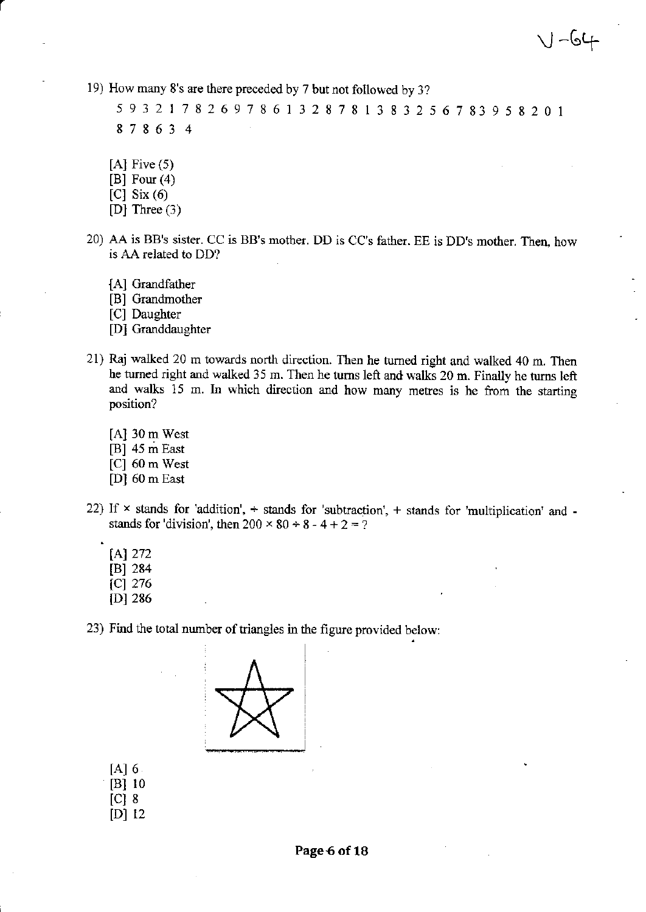19) How many 8's are there preceded by 7 but not followed by 3?

5 9 3 2 1 7 8 2 6 9 7 8 6 1 3 2 8 7 8 1 3 8 3 2 5 6 7 8 3 9 5 8 2 0 1 8 7 8 6 3 4

[A] Five (5)
[B] Four (4)
[C] Six (6)
[D] Three (3)

20) AA is BB's sister. CC is BB's mother. DD is CC's father. EE is DD's mother. Then, how is AA related to DD?

[A] Grandfather
[B] Grandmother
[C] Daughter
[D] Granddaughter

21) Raj walked 20 m towards north direction. Then he turned right and walked 40 m. Then he turned right and walked 35 m. Then he turns left and walks 20 m. Finally he turns left and walks 15 m. In which direction and how many metres is he from the starting position?

[A] 30 m West
[B] 45 m East
[C] 60 m West
[D] 60 m East

22) If × stands for 'addition', ÷ stands for 'subtraction', + stands for 'multiplication' and - stands for 'division', then 200 × 80 ÷ 8 - 4 + 2 = ?

[A] 272
[B] 284
[C] 276
[D] 286

23) Find the total number of triangles in the figure provided below:

[A] 6
[B] 10
[C] 8
[D] 12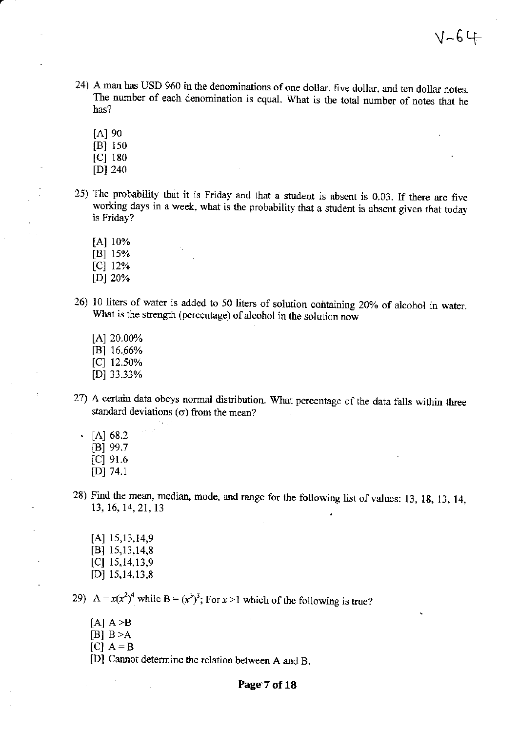V-64

24) A man has USD 960 in the denominations of one dollar, five dollar, and ten dollar notes. The number of each denomination is equal. What is the total number of notes that he has?

[A] 90
[B] 150
[C] 180
[D] 240

25) The probability that it is Friday and that a student is absent is 0.03. If there are five working days in a week, what is the probability that a student is absent given that today is Friday?

[A] 10%
[B] 15%
[C] 12%
[D] 20%

26) 10 liters of water is added to 50 liters of solution containing 20% of alcohol in water. What is the strength (percentage) of alcohol in the solution now

[A] 20.00%
[B] 16.66%
[C] 12.50%
[D] 33.33%

27) A certain data obeys normal distribution. What percentage of the data falls within three standard deviations ($\sigma$) from the mean?

[A] 68.2
[B] 99.7
[C] 91.6
[D] 74.1

28) Find the mean, median, mode, and range for the following list of values: 13, 18, 13, 14, 13, 16, 14, 21, 13

[A] 15,13,14,9
[B] 15,13,14,8
[C] 15,14,13,9
[D] 15,14,13,8

29) $A = x(x^2)^4$ while $B = (x^3)^3$; For $x > 1$ which of the following is true?

[A] A >B
[B] B >A
[C] A = B
[D] Cannot determine the relation between A and B.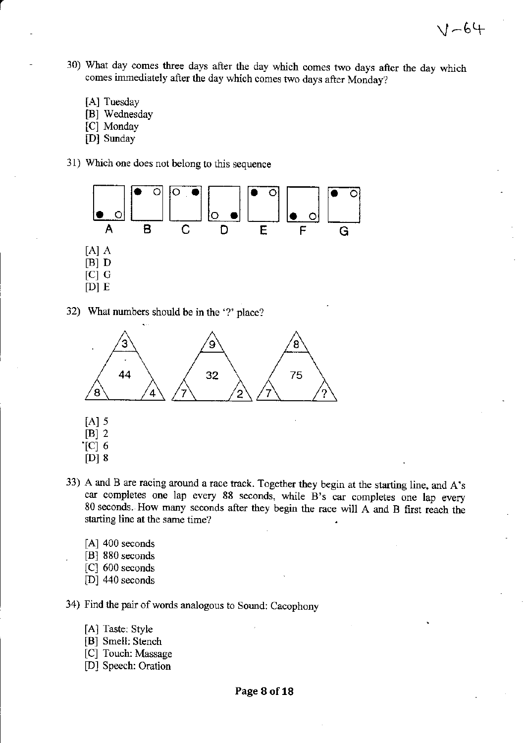30) What day comes three days after the day which comes two days after the day which comes immediately after the day which comes two days after Monday?

[A] Tuesday
[B] Wednesday
[C] Monday
[D] Sunday

31) Which one does not belong to this sequence

A B C D E F G

[A] A
[B] D
[C] G
[D] E

32) What numbers should be in the '?' place?

3
44
8 4

9
32
7 2

8
75
7 ?

[A] 5
[B] 2
[C] 6
[D] 8

33) A and B are racing around a race track. Together they begin at the starting line, and A's car completes one lap every 88 seconds, while B's car completes one lap every 80 seconds. How many seconds after they begin the race will A and B first reach the starting line at the same time?

[A] 400 seconds
[B] 880 seconds
[C] 600 seconds
[D] 440 seconds

34) Find the pair of words analogous to Sound: Cacophony

[A] Taste: Style
[B] Smell: Stench
[C] Touch: Massage
[D] Speech: Oration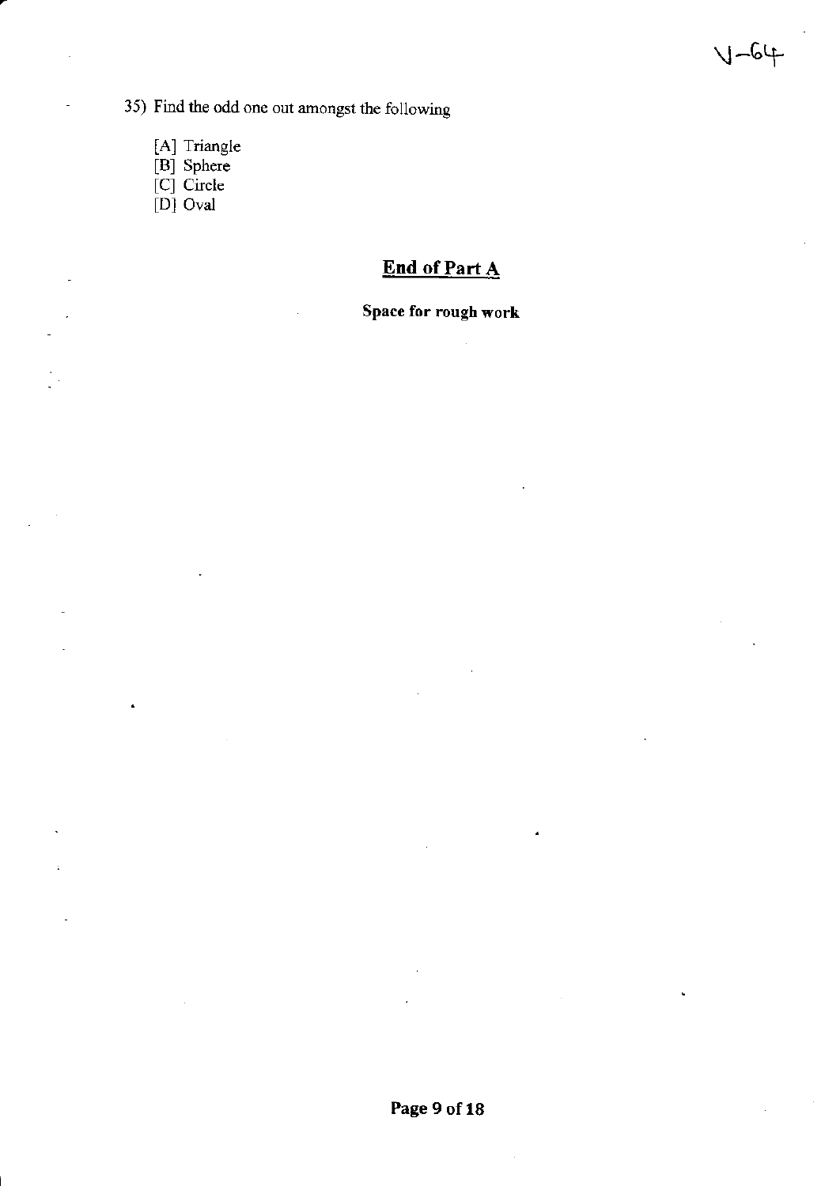35) Find the odd one out amongst the following

[A] Triangle
[B] Sphere
[C] Circle
[D] Oval

## End of Part A

**Space for rough work**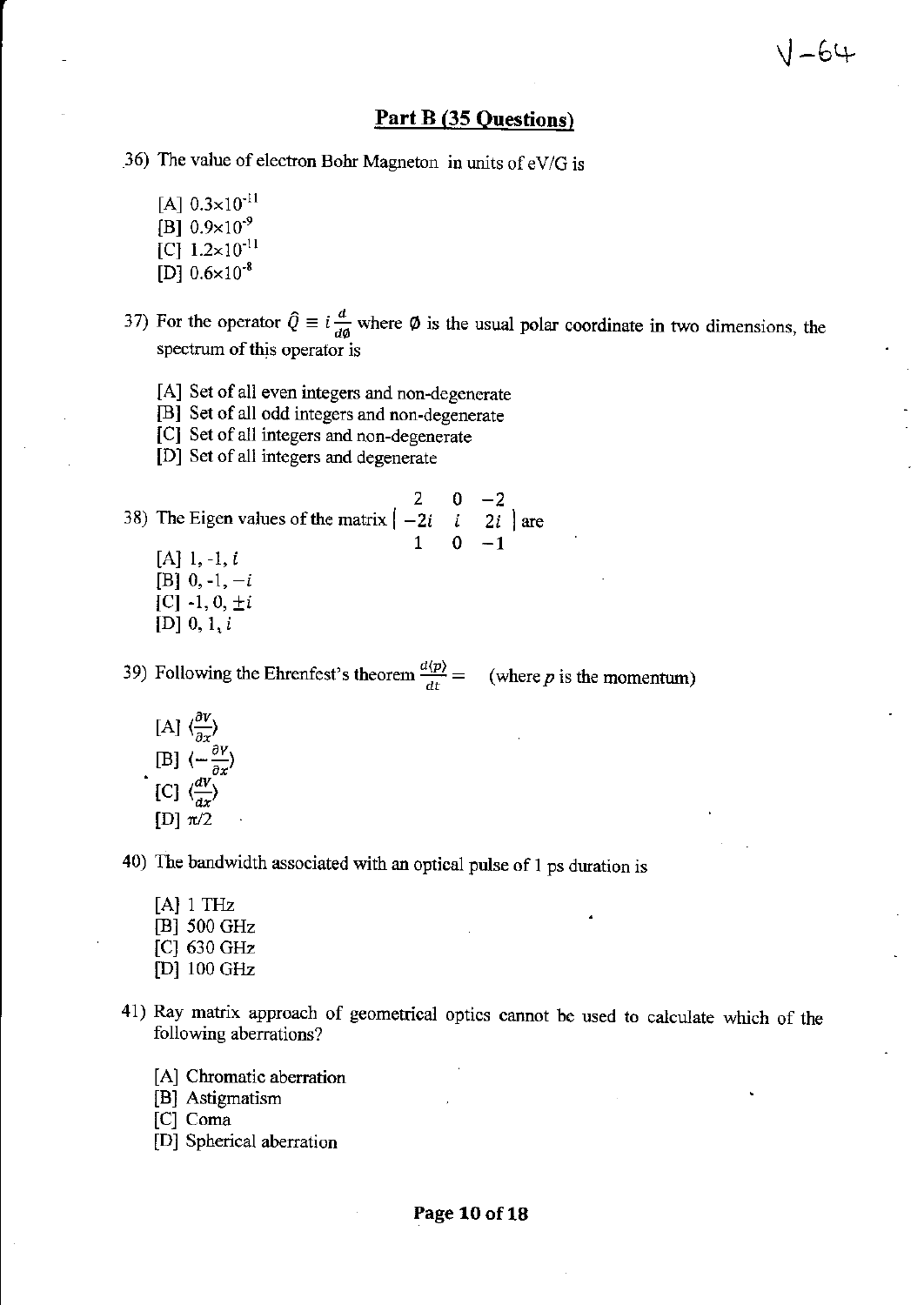V-64

## Part B (35 Questions)

36) The value of electron Bohr Magneton in units of eV/G is

[A] $0.3\times10^{-11}$
[B] $0.9\times10^{-9}$
[C] $1.2\times10^{-11}$
[D] $0.6\times10^{-8}$

37) For the operator $\hat{Q} \equiv i\frac{d}{d\emptyset}$ where $\emptyset$ is the usual polar coordinate in two dimensions, the spectrum of this operator is

[A] Set of all even integers and non-degenerate
[B] Set of all odd integers and non-degenerate
[C] Set of all integers and non-degenerate
[D] Set of all integers and degenerate

38) The Eigen values of the matrix $\begin{pmatrix} 2 & 0 & -2 \\ -2i & i & 2i \\ 1 & 0 & -1 \end{pmatrix}$ are

[A] $1, -1, i$
[B] $0, -1, -i$
[C] $-1, 0, \pm i$
[D] $0, 1, i$

39) Following the Ehrenfest's theorem $\frac{d\langle p\rangle}{dt} =$ (where $p$ is the momentum)

[A] $\langle\frac{\partial V}{\partial x}\rangle$
[B] $\langle-\frac{\partial V}{\partial x}\rangle$
[C] $\langle\frac{dV}{dx}\rangle$
[D] $\pi/2$

40) The bandwidth associated with an optical pulse of 1 ps duration is

[A] 1 THz
[B] 500 GHz
[C] 630 GHz
[D] 100 GHz

41) Ray matrix approach of geometrical optics cannot be used to calculate which of the following aberrations?

[A] Chromatic aberration
[B] Astigmatism
[C] Coma
[D] Spherical aberration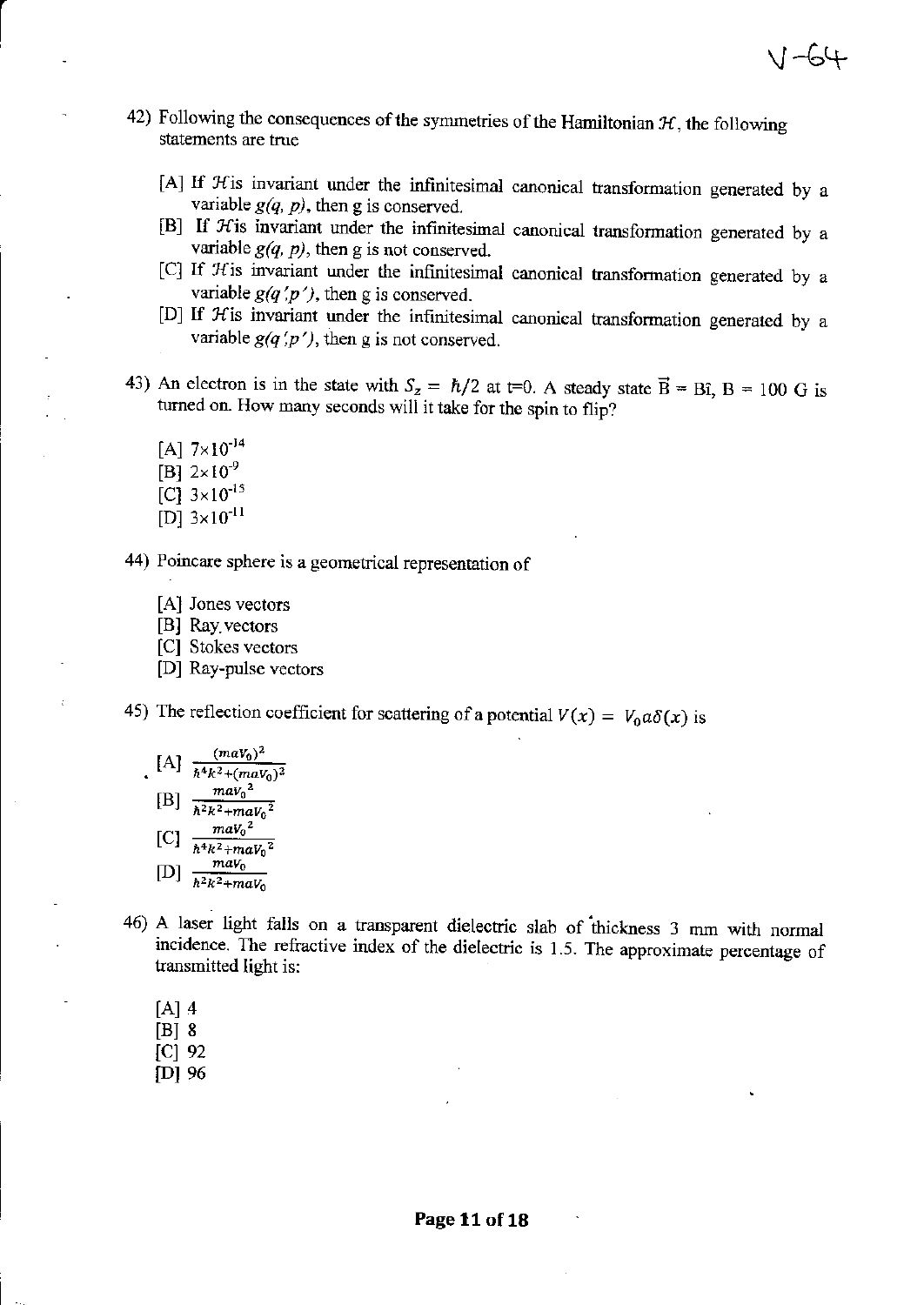42) Following the consequences of the symmetries of the Hamiltonian $\mathcal{H}$, the following statements are true

[A] If $\mathcal{H}$ is invariant under the infinitesimal canonical transformation generated by a variable $g(q, p)$, then g is conserved.

[B] If $\mathcal{H}$ is invariant under the infinitesimal canonical transformation generated by a variable $g(q, p)$, then g is not conserved.

[C] If $\mathcal{H}$ is invariant under the infinitesimal canonical transformation generated by a variable $g(q';p')$, then g is conserved.

[D] If $\mathcal{H}$ is invariant under the infinitesimal canonical transformation generated by a variable $g(q';p')$, then g is not conserved.

43) An electron is in the state with $S_z = \hbar/2$ at t=0. A steady state $\vec{B} = B\hat{i}$, B = 100 G is turned on. How many seconds will it take for the spin to flip?

[A] $7\times10^{-14}$

[B] $2\times10^{-9}$

[C] $3\times10^{-15}$

[D] $3\times10^{-11}$

44) Poincare sphere is a geometrical representation of

[A] Jones vectors

[B] Ray vectors

[C] Stokes vectors

[D] Ray-pulse vectors

45) The reflection coefficient for scattering of a potential $V(x) = V_0 a\delta(x)$ is

[A] $\frac{(maV_0)^2}{\hbar^4k^2+(maV_0)^2}$

[B] $\frac{maV_0{}^2}{\hbar^2k^2+maV_0{}^2}$

[C] $\frac{maV_0{}^2}{\hbar^4k^2+maV_0{}^2}$

[D] $\frac{maV_0}{\hbar^2k^2+maV_0}$

46) A laser light falls on a transparent dielectric slab of thickness 3 mm with normal incidence. The refractive index of the dielectric is 1.5. The approximate percentage of transmitted light is:

[A] 4

[B] 8

[C] 92

[D] 96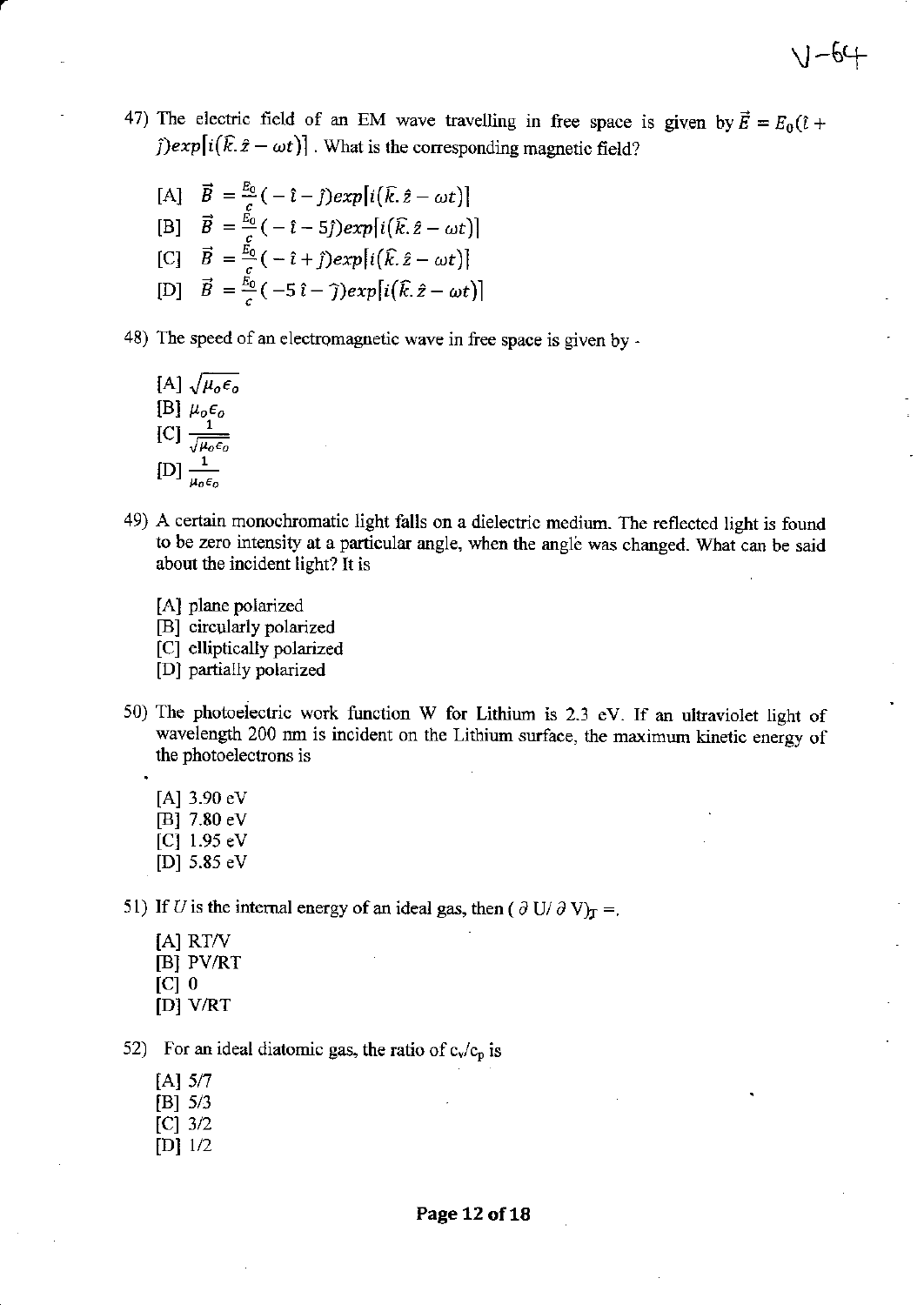V-64

47) The electric field of an EM wave travelling in free space is given by $\vec{E} = E_0(\hat{\imath} + \hat{\jmath})exp[i(\bar{k}.\hat{z} - \omega t)]$ . What is the corresponding magnetic field?

[A] $\vec{B} = \frac{E_0}{c}(-\hat{\imath} - \hat{\jmath})exp[i(\bar{k}.\hat{z} - \omega t)]$
[B] $\vec{B} = \frac{E_0}{c}(-\hat{\imath} - 5\hat{\jmath})exp[i(\bar{k}.\hat{z} - \omega t)]$
[C] $\vec{B} = \frac{E_0}{c}(-\hat{\imath} + \hat{\jmath})exp[i(\bar{k}.\hat{z} - \omega t)]$
[D] $\vec{B} = \frac{E_0}{c}(-5\hat{\imath} - \hat{\jmath})exp[i(\bar{k}.\hat{z} - \omega t)]$

48) The speed of an electromagnetic wave in free space is given by -

[A] $\sqrt{\mu_o \epsilon_o}$
[B] $\mu_o \epsilon_o$
[C] $\frac{1}{\sqrt{\mu_o \epsilon_o}}$
[D] $\frac{1}{\mu_o \epsilon_o}$

49) A certain monochromatic light falls on a dielectric medium. The reflected light is found to be zero intensity at a particular angle, when the angle was changed. What can be said about the incident light? It is

[A] plane polarized
[B] circularly polarized
[C] elliptically polarized
[D] partially polarized

50) The photoelectric work function W for Lithium is 2.3 eV. If an ultraviolet light of wavelength 200 nm is incident on the Lithium surface, the maximum kinetic energy of the photoelectrons is

[A] 3.90 eV
[B] 7.80 eV
[C] 1.95 eV
[D] 5.85 eV

51) If $U$ is the internal energy of an ideal gas, then $(\partial U/\partial V)_T$ =.

[A] RT/V
[B] PV/RT
[C] 0
[D] V/RT

52) For an ideal diatomic gas, the ratio of $c_v/c_p$ is

[A] 5/7
[B] 5/3
[C] 3/2
[D] 1/2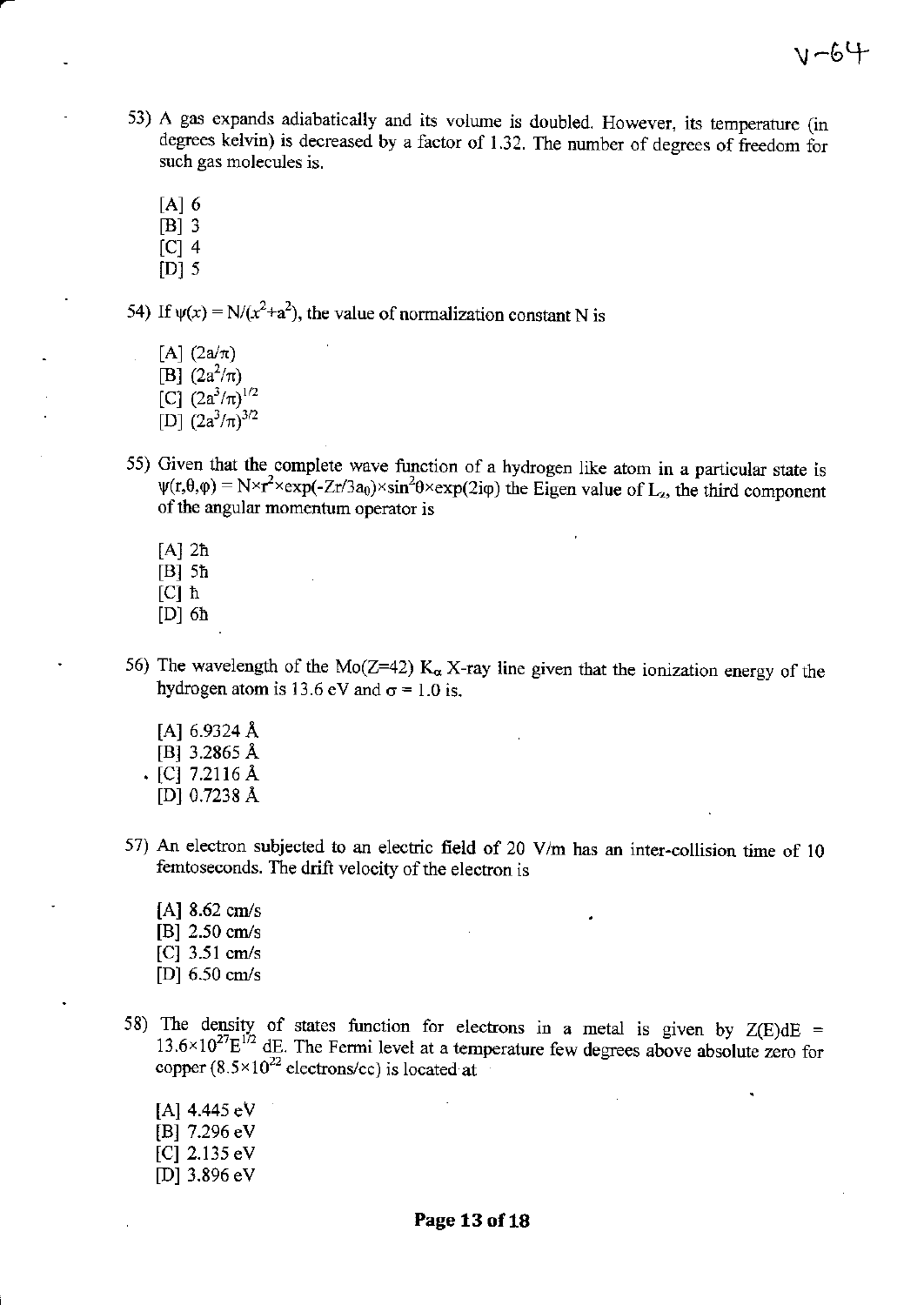53) A gas expands adiabatically and its volume is doubled. However, its temperature (in degrees kelvin) is decreased by a factor of 1.32. The number of degrees of freedom for such gas molecules is.

[A] 6
[B] 3
[C] 4
[D] 5

54) If $\psi(x) = N/(x^2+a^2)$, the value of normalization constant N is

[A] $(2a/\pi)$
[B] $(2a^2/\pi)$
[C] $(2a^3/\pi)^{1/2}$
[D] $(2a^3/\pi)^{3/2}$

55) Given that the complete wave function of a hydrogen like atom in a particular state is $\psi(r,\theta,\varphi) = N \times r^2 \times \exp(-Zr/3a_0) \times \sin^2\theta \times \exp(2i\varphi)$ the Eigen value of $L_z$, the third component of the angular momentum operator is

[A] $2\hbar$
[B] $5\hbar$
[C] $\hbar$
[D] $6\hbar$

56) The wavelength of the Mo(Z=42) $K_\alpha$ X-ray line given that the ionization energy of the hydrogen atom is 13.6 eV and $\sigma = 1.0$ is.

[A] 6.9324 Å
[B] 3.2865 Å
[C] 7.2116 Å
[D] 0.7238 Å

57) An electron subjected to an electric field of 20 V/m has an inter-collision time of 10 femtoseconds. The drift velocity of the electron is

[A] 8.62 cm/s
[B] 2.50 cm/s
[C] 3.51 cm/s
[D] 6.50 cm/s

58) The density of states function for electrons in a metal is given by $Z(E)dE = 13.6 \times 10^{27} E^{1/2}$ dE. The Fermi level at a temperature few degrees above absolute zero for copper ($8.5 \times 10^{22}$ electrons/cc) is located at

[A] 4.445 eV
[B] 7.296 eV
[C] 2.135 eV
[D] 3.896 eV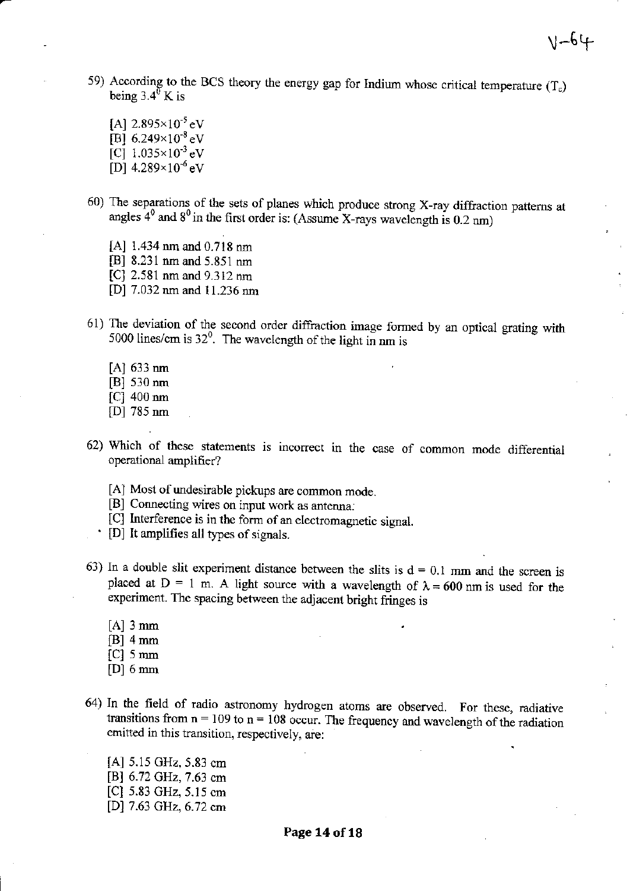59) According to the BCS theory the energy gap for Indium whose critical temperature ($T_c$) being $3.4^0$ K is

[A] $2.895\times10^{-5}$ eV
[B] $6.249\times10^{-8}$ eV
[C] $1.035\times10^{-3}$ eV
[D] $4.289\times10^{-6}$ eV

60) The separations of the sets of planes which produce strong X-ray diffraction patterns at angles $4^0$ and $8^0$ in the first order is: (Assume X-rays wavelength is 0.2 nm)

[A] 1.434 nm and 0.718 nm
[B] 8.231 nm and 5.851 nm
[C] 2.581 nm and 9.312 nm
[D] 7.032 nm and 11.236 nm

61) The deviation of the second order diffraction image formed by an optical grating with 5000 lines/cm is $32^0$. The wavelength of the light in nm is

[A] 633 nm
[B] 530 nm
[C] 400 nm
[D] 785 nm

62) Which of these statements is incorrect in the case of common mode differential operational amplifier?

[A] Most of undesirable pickups are common mode.
[B] Connecting wires on input work as antenna.
[C] Interference is in the form of an electromagnetic signal.
[D] It amplifies all types of signals.

63) In a double slit experiment distance between the slits is d = 0.1 mm and the screen is placed at D = 1 m. A light source with a wavelength of $\lambda = 600$ nm is used for the experiment. The spacing between the adjacent bright fringes is

[A] 3 mm
[B] 4 mm
[C] 5 mm
[D] 6 mm

64) In the field of radio astronomy hydrogen atoms are observed. For these, radiative transitions from n = 109 to n = 108 occur. The frequency and wavelength of the radiation emitted in this transition, respectively, are:

[A] 5.15 GHz, 5.83 cm
[B] 6.72 GHz, 7.63 cm
[C] 5.83 GHz, 5.15 cm
[D] 7.63 GHz, 6.72 cm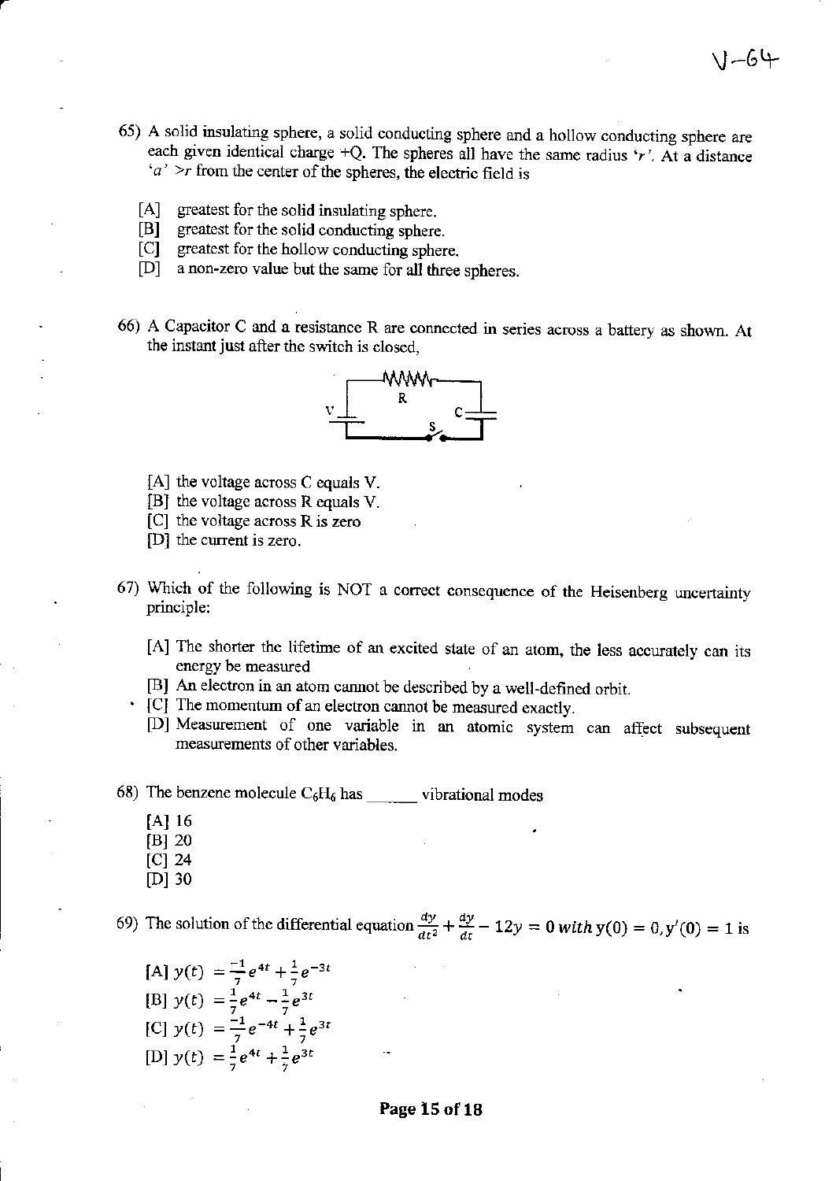65) A solid insulating sphere, a solid conducting sphere and a hollow conducting sphere are each given identical charge +Q. The spheres all have the same radius '$r$'. At a distance '$a$' $>r$ from the center of the spheres, the electric field is

[A] greatest for the solid insulating sphere.
[B] greatest for the solid conducting sphere.
[C] greatest for the hollow conducting sphere.
[D] a non-zero value but the same for all three spheres.

66) A Capacitor C and a resistance R are connected in series across a battery as shown. At the instant just after the switch is closed,

R
V
C
S

[A] the voltage across C equals V.
[B] the voltage across R equals V.
[C] the voltage across R is zero
[D] the current is zero.

67) Which of the following is NOT a correct consequence of the Heisenberg uncertainty principle:

[A] The shorter the lifetime of an excited state of an atom, the less accurately can its energy be measured
[B] An electron in an atom cannot be described by a well-defined orbit.
[C] The momentum of an electron cannot be measured exactly.
[D] Measurement of one variable in an atomic system can affect subsequent measurements of other variables.

68) The benzene molecule $C_6H_6$ has ______ vibrational modes

[A] 16
[B] 20
[C] 24
[D] 30

69) The solution of the differential equation $\frac{dy}{dt^2} + \frac{dy}{dt} - 12y = 0$ *with* $y(0) = 0, y'(0) = 1$ is

[A] $y(t) = \frac{-1}{7}e^{4t} + \frac{1}{7}e^{-3t}$
[B] $y(t) = \frac{1}{7}e^{4t} - \frac{1}{7}e^{3t}$
[C] $y(t) = \frac{-1}{7}e^{-4t} + \frac{1}{7}e^{3t}$
[D] $y(t) = \frac{1}{7}e^{4t} + \frac{1}{7}e^{3t}$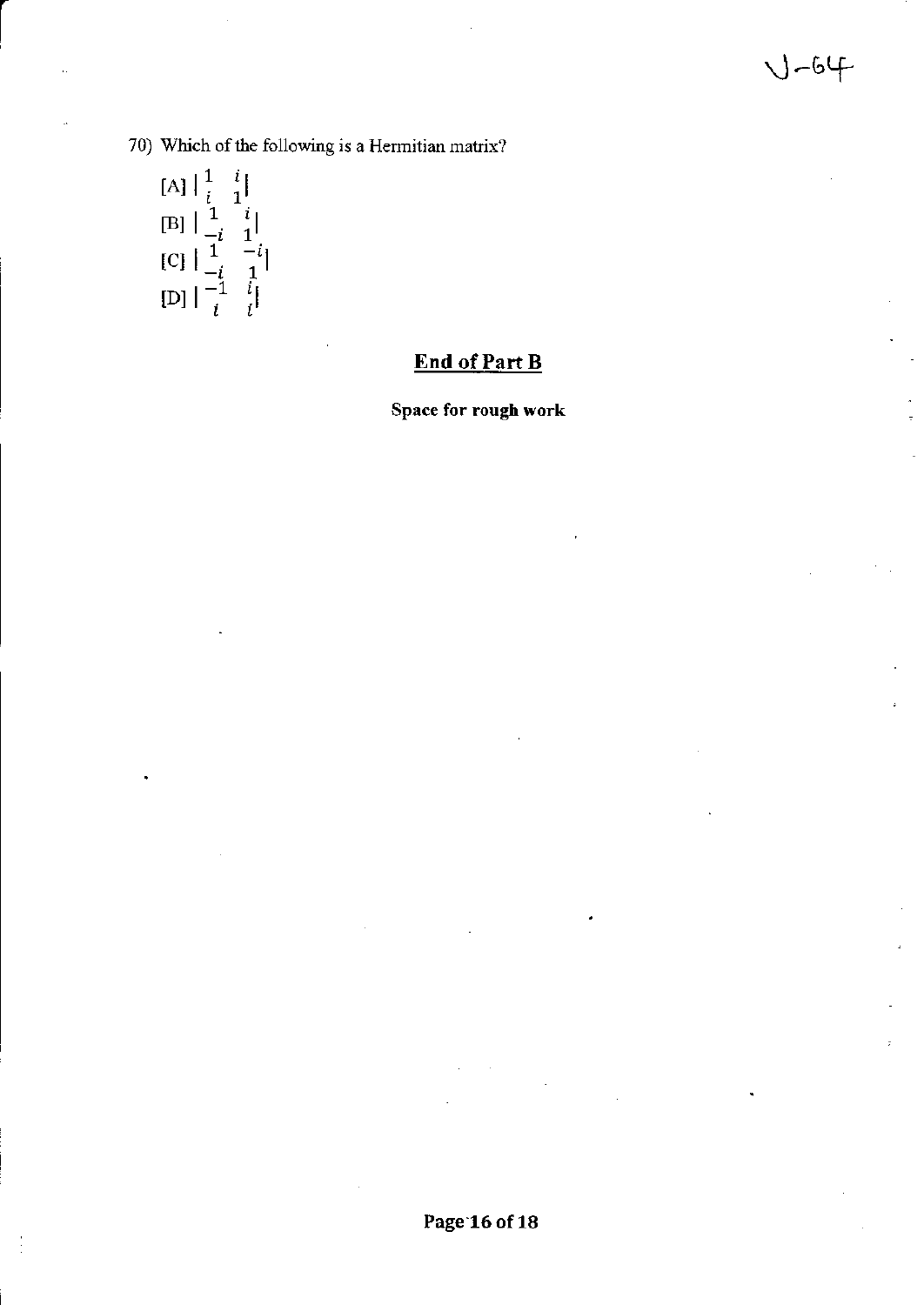70) Which of the following is a Hermitian matrix?

[A] $\begin{vmatrix} 1 & i \\ i & 1 \end{vmatrix}$

[B] $\begin{vmatrix} 1 & i \\ -i & 1 \end{vmatrix}$

[C] $\begin{vmatrix} 1 & -i \\ -i & 1 \end{vmatrix}$

[D] $\begin{vmatrix} -1 & i \\ i & i \end{vmatrix}$

## End of Part B

**Space for rough work**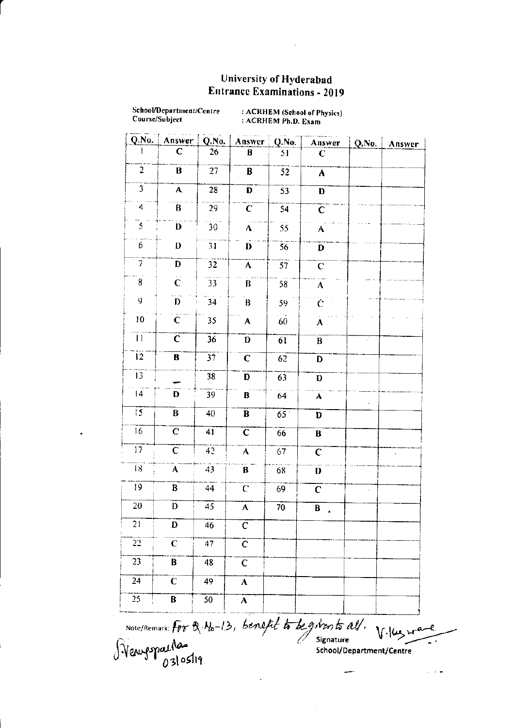# University of Hyderabad
## Entrance Examinations - 2019

School/Department/Centre : ACRHEM (School of Physics)
Course/Subject : ACRHEM Ph.D. Exam

| Q.No. | Answer | Q.No. | Answer | Q.No. | Answer | Q.No. | Answer |
|---|---|---|---|---|---|---|---|
| 1 | C | 26 | B | 51 | C | | |
| 2 | B | 27 | B | 52 | A | | |
| 3 | A | 28 | D | 53 | D | | |
| 4 | B | 29 | C | 54 | C | | |
| 5 | D | 30 | A | 55 | A | | |
| 6 | D | 31 | D | 56 | D | | |
| 7 | D | 32 | A | 57 | C | | |
| 8 | C | 33 | B | 58 | A | | |
| 9 | D | 34 | B | 59 | C | | |
| 10 | C | 35 | A | 60 | A | | |
| 11 | C | 36 | D | 61 | B | | |
| 12 | B | 37 | C | 62 | D | | |
| 13 | — | 38 | D | 63 | D | | |
| 14 | D | 39 | B | 64 | A | | |
| 15 | B | 40 | B | 65 | D | | |
| 16 | C | 41 | C | 66 | B | | |
| 17 | C | 42 | A | 67 | C | | |
| 18 | A | 43 | B | 68 | D | | |
| 19 | B | 44 | C | 69 | C | | |
| 20 | D | 45 | A | 70 | B | | |
| 21 | D | 46 | C | | | | |
| 22 | C | 47 | C | | | | |
| 23 | B | 48 | C | | | | |
| 24 | C | 49 | A | | | | |
| 25 | B | 50 | A | | | | |

Note/Remark: For Q.No-13, benefit to be given to all.

03/05/19

Signature
School/Department/Centre